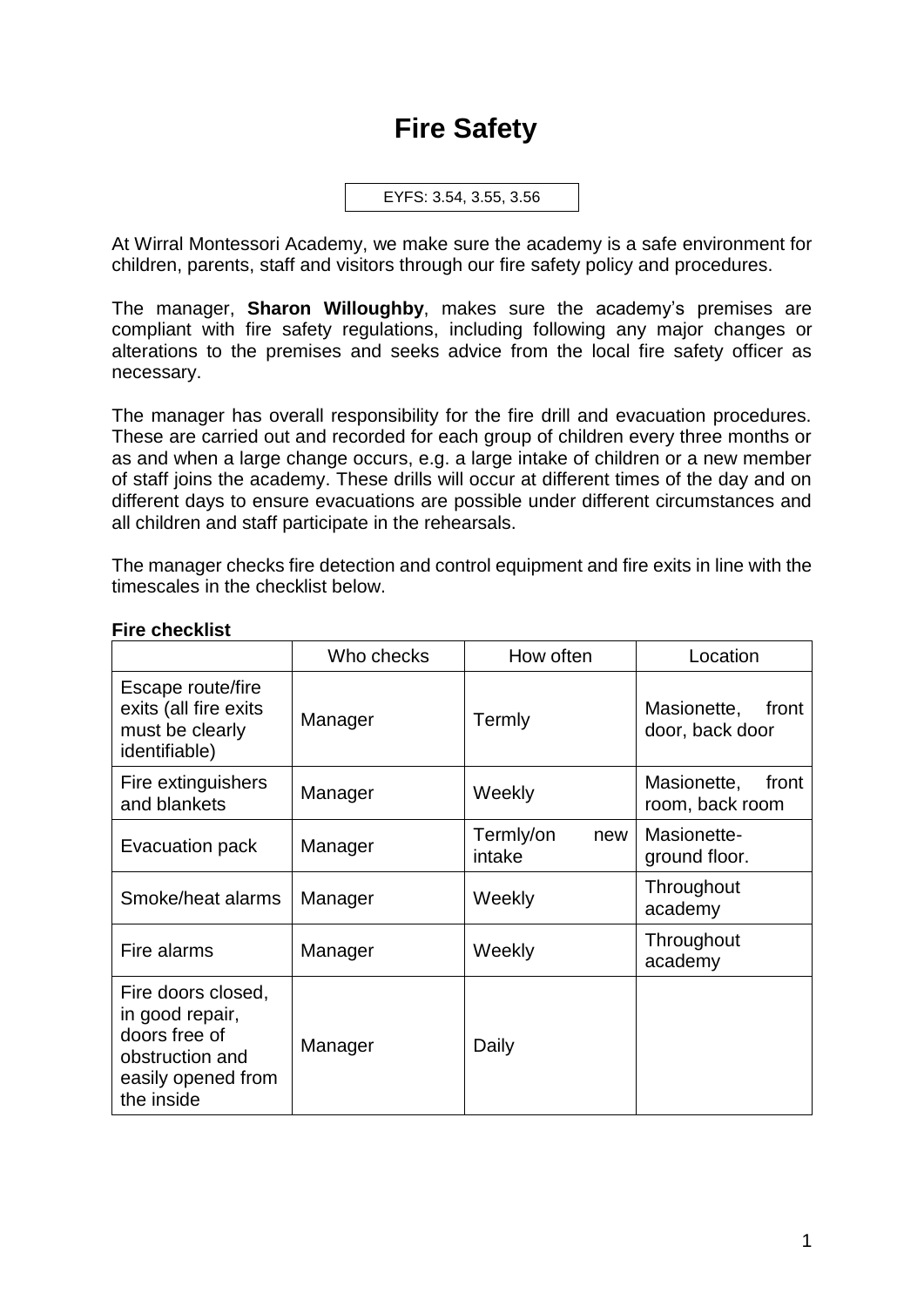# Fire Safety

EYFS: 3.54, 3.55, 3.56

At Wirral Montessori Academy, we make sure the academy is a safe environment for children, parents, staff and visitors through our fire safety policy and procedures.

The manager, **Sharon Willoughby**, makes sure the academy's premises are compliant with fire safety regulations, including following any major changes or alterations to the premises and seeks advice from the local fire safety officer as necessary.

The manager has overall responsibility for the fire drill and evacuation procedures. These are carried out and recorded for each group of children every three months or as and when a large change occurs, e.g. a large intake of children or a new member of staff joins the academy. These drills will occur at different times of the day and on different days to ensure evacuations are possible under different circumstances and all children and staff participate in the rehearsals.

The manager checks fire detection and control equipment and fire exits in line with the timescales in the checklist below.

**Fire checklist**

| | Who checks | How often | Location |
|---|---|---|---|
| Escape route/fire exits (all fire exits must be clearly identifiable) | Manager | Termly | Masionette, front door, back door |
| Fire extinguishers and blankets | Manager | Weekly | Masionette, front room, back room |
| Evacuation pack | Manager | Termly/on new intake | Masionette- ground floor. |
| Smoke/heat alarms | Manager | Weekly | Throughout academy |
| Fire alarms | Manager | Weekly | Throughout academy |
| Fire doors closed, in good repair, doors free of obstruction and easily opened from the inside | Manager | Daily | |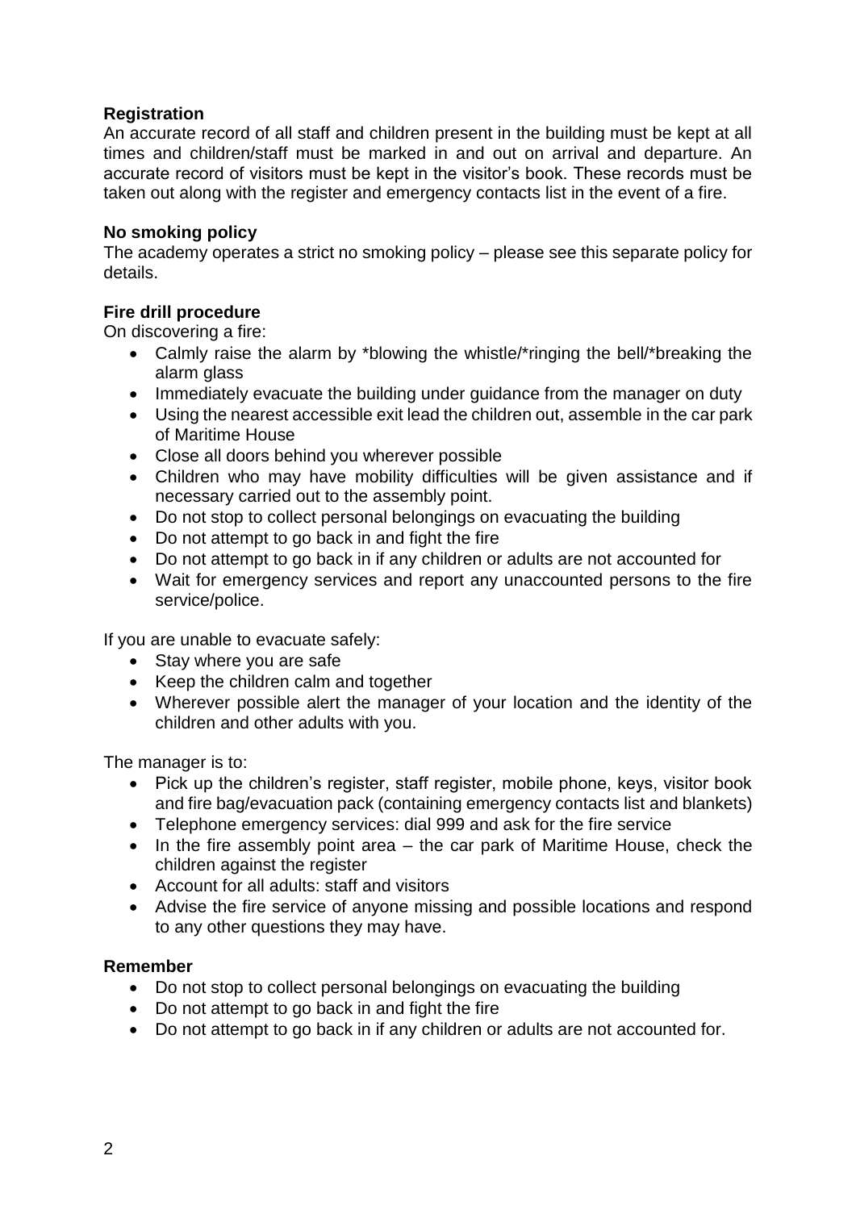**Registration**

An accurate record of all staff and children present in the building must be kept at all times and children/staff must be marked in and out on arrival and departure. An accurate record of visitors must be kept in the visitor's book. These records must be taken out along with the register and emergency contacts list in the event of a fire.

**No smoking policy**

The academy operates a strict no smoking policy – please see this separate policy for details.

**Fire drill procedure**

On discovering a fire:

- Calmly raise the alarm by *blowing the whistle/*ringing the bell/*breaking the alarm glass
- Immediately evacuate the building under guidance from the manager on duty
- Using the nearest accessible exit lead the children out, assemble in the car park of Maritime House
- Close all doors behind you wherever possible
- Children who may have mobility difficulties will be given assistance and if necessary carried out to the assembly point.
- Do not stop to collect personal belongings on evacuating the building
- Do not attempt to go back in and fight the fire
- Do not attempt to go back in if any children or adults are not accounted for
- Wait for emergency services and report any unaccounted persons to the fire service/police.

If you are unable to evacuate safely:

- Stay where you are safe
- Keep the children calm and together
- Wherever possible alert the manager of your location and the identity of the children and other adults with you.

The manager is to:

- Pick up the children's register, staff register, mobile phone, keys, visitor book and fire bag/evacuation pack (containing emergency contacts list and blankets)
- Telephone emergency services: dial 999 and ask for the fire service
- In the fire assembly point area – the car park of Maritime House, check the children against the register
- Account for all adults: staff and visitors
- Advise the fire service of anyone missing and possible locations and respond to any other questions they may have.

**Remember**

- Do not stop to collect personal belongings on evacuating the building
- Do not attempt to go back in and fight the fire
- Do not attempt to go back in if any children or adults are not accounted for.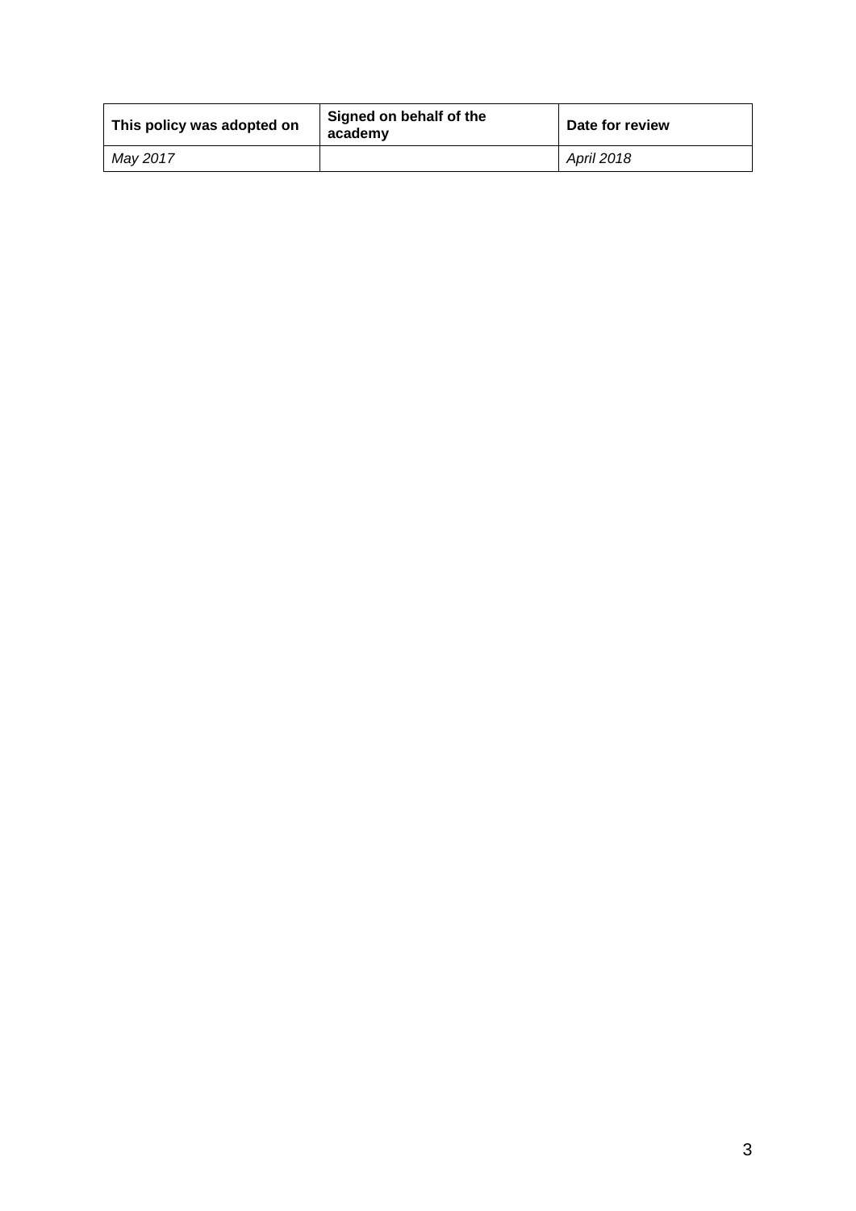| This policy was adopted on | Signed on behalf of the academy | Date for review |
|---|---|---|
| *May 2017* | | *April 2018* |